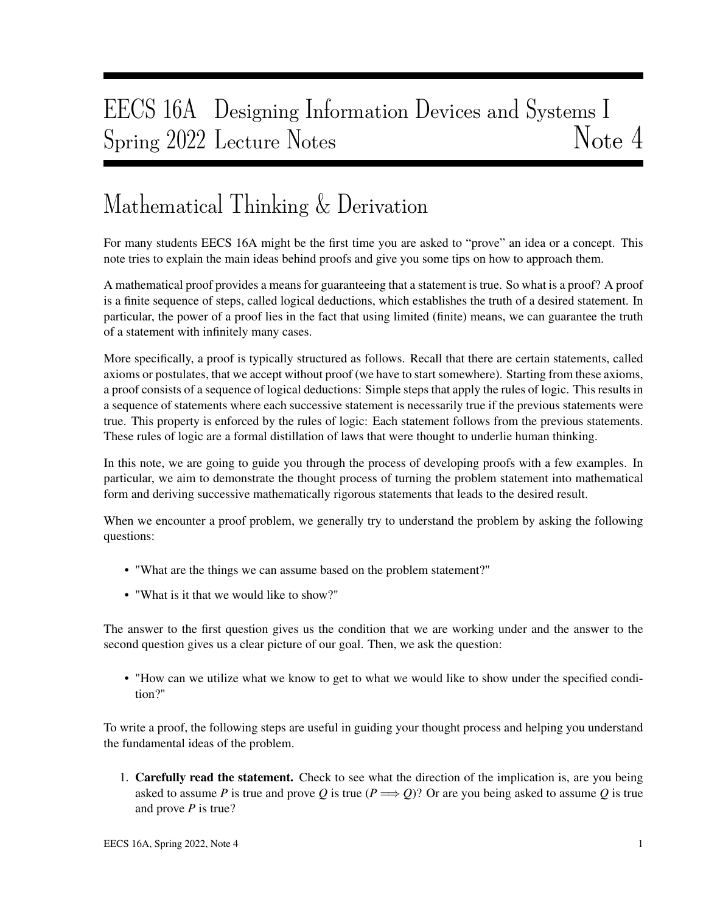# EECS 16A Designing Information Devices and Systems I
# Spring 2022 Lecture Notes — Note 4

## Mathematical Thinking & Derivation

For many students EECS 16A might be the first time you are asked to "prove" an idea or a concept. This note tries to explain the main ideas behind proofs and give you some tips on how to approach them.

A mathematical proof provides a means for guaranteeing that a statement is true. So what is a proof? A proof is a finite sequence of steps, called logical deductions, which establishes the truth of a desired statement. In particular, the power of a proof lies in the fact that using limited (finite) means, we can guarantee the truth of a statement with infinitely many cases.

More specifically, a proof is typically structured as follows. Recall that there are certain statements, called axioms or postulates, that we accept without proof (we have to start somewhere). Starting from these axioms, a proof consists of a sequence of logical deductions: Simple steps that apply the rules of logic. This results in a sequence of statements where each successive statement is necessarily true if the previous statements were true. This property is enforced by the rules of logic: Each statement follows from the previous statements. These rules of logic are a formal distillation of laws that were thought to underlie human thinking.

In this note, we are going to guide you through the process of developing proofs with a few examples. In particular, we aim to demonstrate the thought process of turning the problem statement into mathematical form and deriving successive mathematically rigorous statements that leads to the desired result.

When we encounter a proof problem, we generally try to understand the problem by asking the following questions:

- "What are the things we can assume based on the problem statement?"
- "What is it that we would like to show?"

The answer to the first question gives us the condition that we are working under and the answer to the second question gives us a clear picture of our goal. Then, we ask the question:

- "How can we utilize what we know to get to what we would like to show under the specified condition?"

To write a proof, the following steps are useful in guiding your thought process and helping you understand the fundamental ideas of the problem.

1. **Carefully read the statement.** Check to see what the direction of the implication is, are you being asked to assume $P$ is true and prove $Q$ is true ($P \implies Q$)? Or are you being asked to assume $Q$ is true and prove $P$ is true?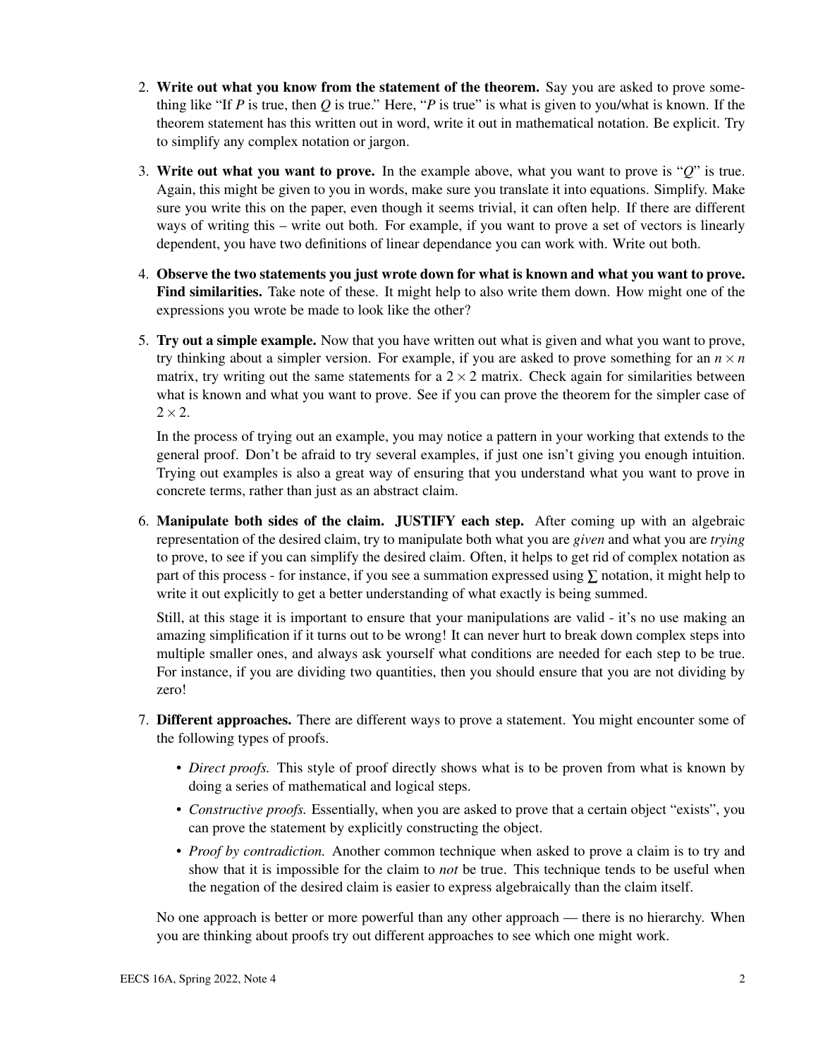2. **Write out what you know from the statement of the theorem.** Say you are asked to prove something like "If $P$ is true, then $Q$ is true." Here, "$P$ is true" is what is given to you/what is known. If the theorem statement has this written out in word, write it out in mathematical notation. Be explicit. Try to simplify any complex notation or jargon.

3. **Write out what you want to prove.** In the example above, what you want to prove is "$Q$" is true. Again, this might be given to you in words, make sure you translate it into equations. Simplify. Make sure you write this on the paper, even though it seems trivial, it can often help. If there are different ways of writing this – write out both. For example, if you want to prove a set of vectors is linearly dependent, you have two definitions of linear dependance you can work with. Write out both.

4. **Observe the two statements you just wrote down for what is known and what you want to prove. Find similarities.** Take note of these. It might help to also write them down. How might one of the expressions you wrote be made to look like the other?

5. **Try out a simple example.** Now that you have written out what is given and what you want to prove, try thinking about a simpler version. For example, if you are asked to prove something for an $n \times n$ matrix, try writing out the same statements for a $2 \times 2$ matrix. Check again for similarities between what is known and what you want to prove. See if you can prove the theorem for the simpler case of $2 \times 2$.

   In the process of trying out an example, you may notice a pattern in your working that extends to the general proof. Don't be afraid to try several examples, if just one isn't giving you enough intuition. Trying out examples is also a great way of ensuring that you understand what you want to prove in concrete terms, rather than just as an abstract claim.

6. **Manipulate both sides of the claim. JUSTIFY each step.** After coming up with an algebraic representation of the desired claim, try to manipulate both what you are *given* and what you are *trying* to prove, to see if you can simplify the desired claim. Often, it helps to get rid of complex notation as part of this process - for instance, if you see a summation expressed using $\sum$ notation, it might help to write it out explicitly to get a better understanding of what exactly is being summed.

   Still, at this stage it is important to ensure that your manipulations are valid - it's no use making an amazing simplification if it turns out to be wrong! It can never hurt to break down complex steps into multiple smaller ones, and always ask yourself what conditions are needed for each step to be true. For instance, if you are dividing two quantities, then you should ensure that you are not dividing by zero!

7. **Different approaches.** There are different ways to prove a statement. You might encounter some of the following types of proofs.

   - *Direct proofs.* This style of proof directly shows what is to be proven from what is known by doing a series of mathematical and logical steps.
   - *Constructive proofs.* Essentially, when you are asked to prove that a certain object "exists", you can prove the statement by explicitly constructing the object.
   - *Proof by contradiction.* Another common technique when asked to prove a claim is to try and show that it is impossible for the claim to *not* be true. This technique tends to be useful when the negation of the desired claim is easier to express algebraically than the claim itself.

   No one approach is better or more powerful than any other approach — there is no hierarchy. When you are thinking about proofs try out different approaches to see which one might work.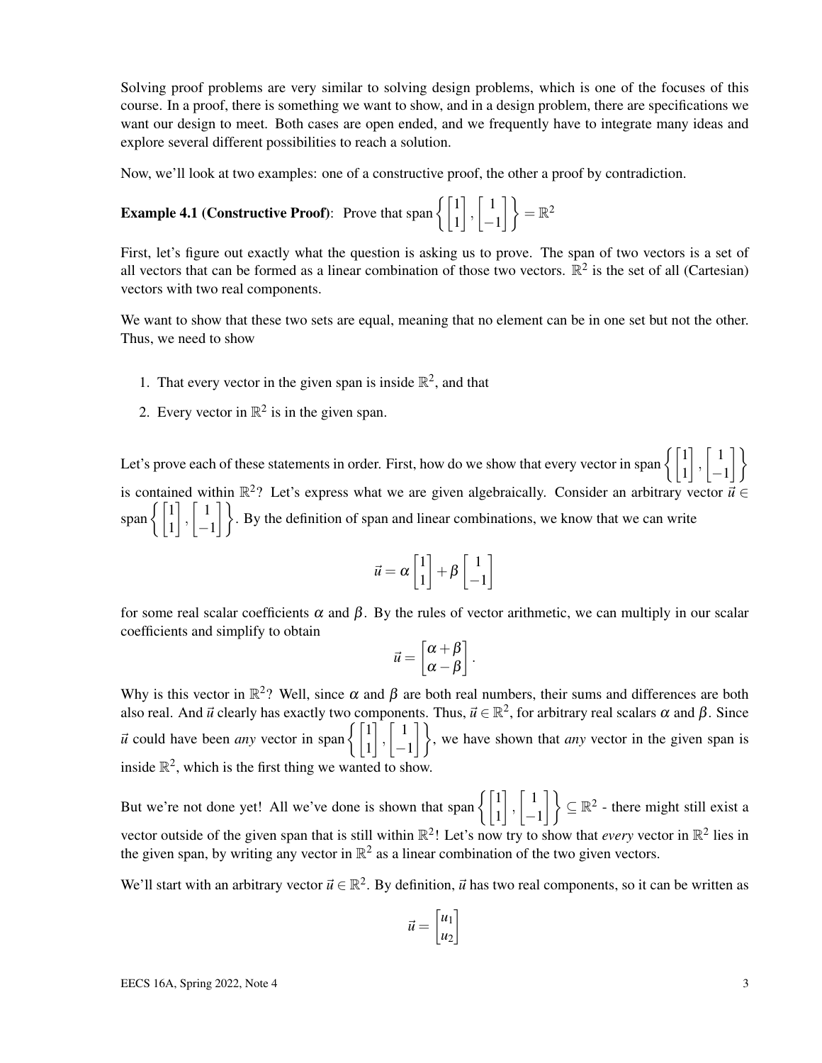Solving proof problems are very similar to solving design problems, which is one of the focuses of this course. In a proof, there is something we want to show, and in a design problem, there are specifications we want our design to meet. Both cases are open ended, and we frequently have to integrate many ideas and explore several different possibilities to reach a solution.

Now, we'll look at two examples: one of a constructive proof, the other a proof by contradiction.

**Example 4.1 (Constructive Proof)**: Prove that $\text{span}\left\{\begin{bmatrix}1\\1\end{bmatrix}, \begin{bmatrix}1\\-1\end{bmatrix}\right\} = \mathbb{R}^2$

First, let's figure out exactly what the question is asking us to prove. The span of two vectors is a set of all vectors that can be formed as a linear combination of those two vectors. $\mathbb{R}^2$ is the set of all (Cartesian) vectors with two real components.

We want to show that these two sets are equal, meaning that no element can be in one set but not the other. Thus, we need to show

1. That every vector in the given span is inside $\mathbb{R}^2$, and that
2. Every vector in $\mathbb{R}^2$ is in the given span.

Let's prove each of these statements in order. First, how do we show that every vector in $\text{span}\left\{\begin{bmatrix}1\\1\end{bmatrix}, \begin{bmatrix}1\\-1\end{bmatrix}\right\}$ is contained within $\mathbb{R}^2$? Let's express what we are given algebraically. Consider an arbitrary vector $\vec{u} \in \text{span}\left\{\begin{bmatrix}1\\1\end{bmatrix}, \begin{bmatrix}1\\-1\end{bmatrix}\right\}$. By the definition of span and linear combinations, we know that we can write

$$\vec{u} = \alpha \begin{bmatrix}1\\1\end{bmatrix} + \beta \begin{bmatrix}1\\-1\end{bmatrix}$$

for some real scalar coefficients $\alpha$ and $\beta$. By the rules of vector arithmetic, we can multiply in our scalar coefficients and simplify to obtain

$$\vec{u} = \begin{bmatrix}\alpha + \beta\\\alpha - \beta\end{bmatrix}.$$

Why is this vector in $\mathbb{R}^2$? Well, since $\alpha$ and $\beta$ are both real numbers, their sums and differences are both also real. And $\vec{u}$ clearly has exactly two components. Thus, $\vec{u} \in \mathbb{R}^2$, for arbitrary real scalars $\alpha$ and $\beta$. Since $\vec{u}$ could have been *any* vector in $\text{span}\left\{\begin{bmatrix}1\\1\end{bmatrix}, \begin{bmatrix}1\\-1\end{bmatrix}\right\}$, we have shown that *any* vector in the given span is inside $\mathbb{R}^2$, which is the first thing we wanted to show.

But we're not done yet! All we've done is shown that $\text{span}\left\{\begin{bmatrix}1\\1\end{bmatrix}, \begin{bmatrix}1\\-1\end{bmatrix}\right\} \subseteq \mathbb{R}^2$ - there might still exist a vector outside of the given span that is still within $\mathbb{R}^2$! Let's now try to show that *every* vector in $\mathbb{R}^2$ lies in the given span, by writing any vector in $\mathbb{R}^2$ as a linear combination of the two given vectors.

We'll start with an arbitrary vector $\vec{u} \in \mathbb{R}^2$. By definition, $\vec{u}$ has two real components, so it can be written as

$$\vec{u} = \begin{bmatrix}u_1\\u_2\end{bmatrix}$$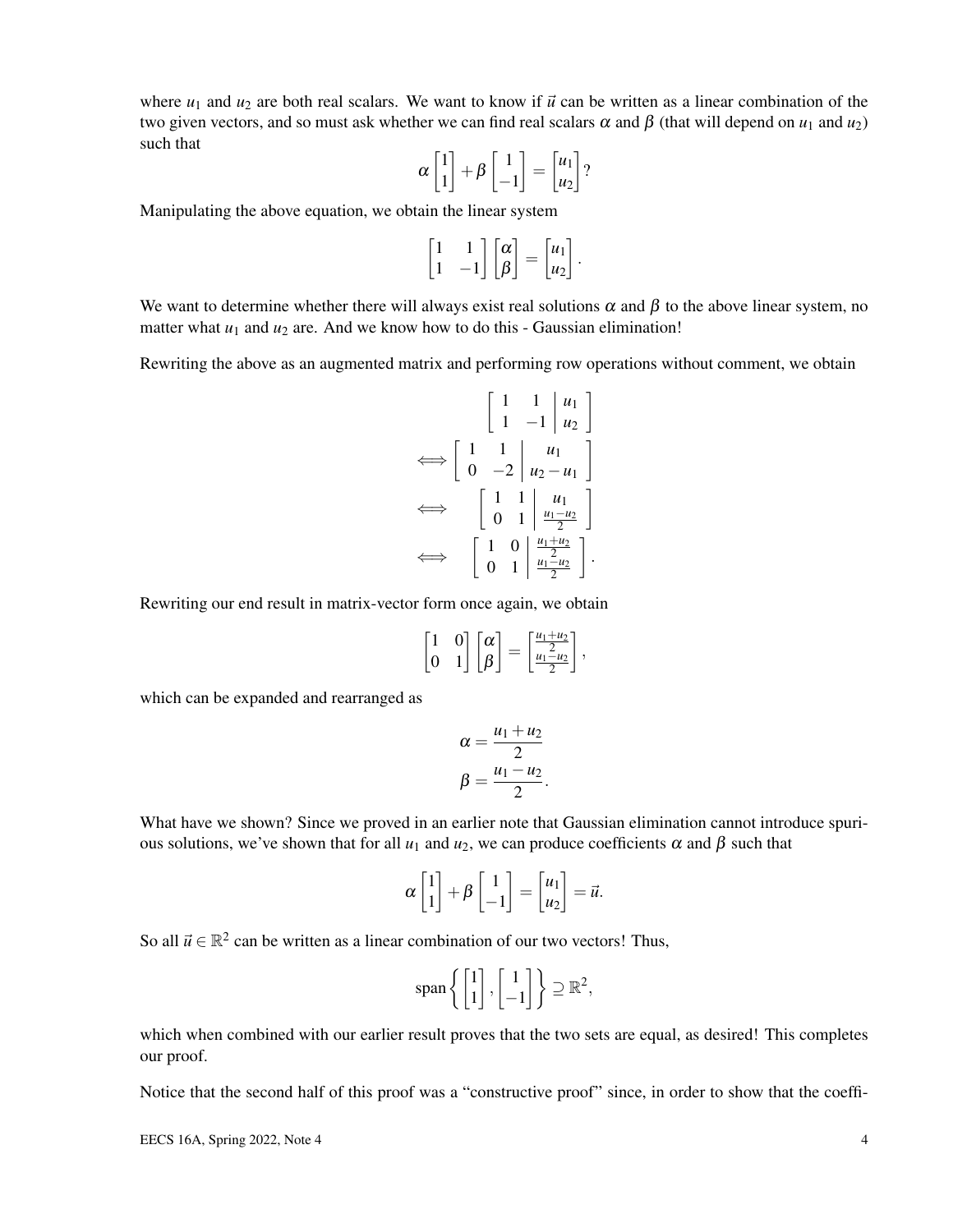where $u_1$ and $u_2$ are both real scalars. We want to know if $\vec{u}$ can be written as a linear combination of the two given vectors, and so must ask whether we can find real scalars $\alpha$ and $\beta$ (that will depend on $u_1$ and $u_2$) such that

$$\alpha \begin{bmatrix} 1 \\ 1 \end{bmatrix} + \beta \begin{bmatrix} 1 \\ -1 \end{bmatrix} = \begin{bmatrix} u_1 \\ u_2 \end{bmatrix}?$$

Manipulating the above equation, we obtain the linear system

$$\begin{bmatrix} 1 & 1 \\ 1 & -1 \end{bmatrix} \begin{bmatrix} \alpha \\ \beta \end{bmatrix} = \begin{bmatrix} u_1 \\ u_2 \end{bmatrix}.$$

We want to determine whether there will always exist real solutions $\alpha$ and $\beta$ to the above linear system, no matter what $u_1$ and $u_2$ are. And we know how to do this - Gaussian elimination!

Rewriting the above as an augmented matrix and performing row operations without comment, we obtain

$$\begin{aligned}
&\left[\begin{array}{cc|c} 1 & 1 & u_1 \\ 1 & -1 & u_2 \end{array}\right] \\
\iff &\left[\begin{array}{cc|c} 1 & 1 & u_1 \\ 0 & -2 & u_2 - u_1 \end{array}\right] \\
\iff &\left[\begin{array}{cc|c} 1 & 1 & u_1 \\ 0 & 1 & \frac{u_1 - u_2}{2} \end{array}\right] \\
\iff &\left[\begin{array}{cc|c} 1 & 0 & \frac{u_1 + u_2}{2} \\ 0 & 1 & \frac{u_1 - u_2}{2} \end{array}\right].
\end{aligned}$$

Rewriting our end result in matrix-vector form once again, we obtain

$$\begin{bmatrix} 1 & 0 \\ 0 & 1 \end{bmatrix} \begin{bmatrix} \alpha \\ \beta \end{bmatrix} = \begin{bmatrix} \frac{u_1 + u_2}{2} \\ \frac{u_1 - u_2}{2} \end{bmatrix},$$

which can be expanded and rearranged as

$$\begin{aligned}
\alpha &= \frac{u_1 + u_2}{2} \\
\beta &= \frac{u_1 - u_2}{2}.
\end{aligned}$$

What have we shown? Since we proved in an earlier note that Gaussian elimination cannot introduce spurious solutions, we've shown that for all $u_1$ and $u_2$, we can produce coefficients $\alpha$ and $\beta$ such that

$$\alpha \begin{bmatrix} 1 \\ 1 \end{bmatrix} + \beta \begin{bmatrix} 1 \\ -1 \end{bmatrix} = \begin{bmatrix} u_1 \\ u_2 \end{bmatrix} = \vec{u}.$$

So all $\vec{u} \in \mathbb{R}^2$ can be written as a linear combination of our two vectors! Thus,

$$\operatorname{span}\left\{ \begin{bmatrix} 1 \\ 1 \end{bmatrix}, \begin{bmatrix} 1 \\ -1 \end{bmatrix} \right\} \supseteq \mathbb{R}^2,$$

which when combined with our earlier result proves that the two sets are equal, as desired! This completes our proof.

Notice that the second half of this proof was a "constructive proof" since, in order to show that the coeffi-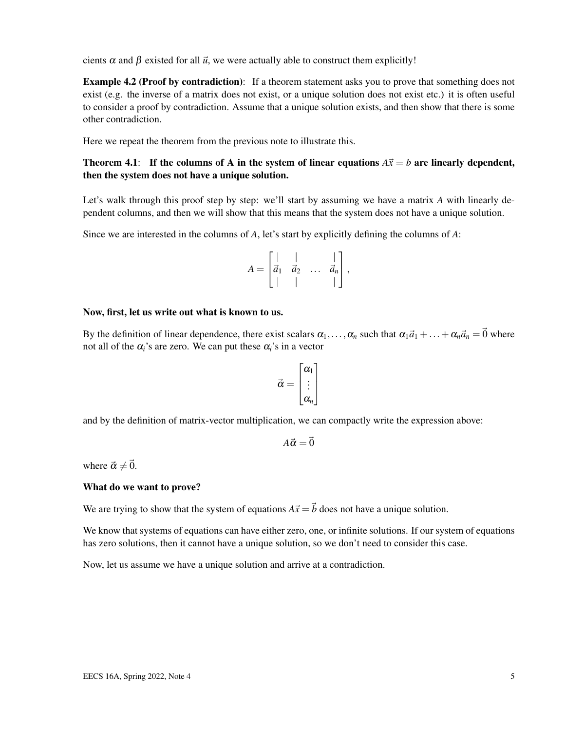cients $\alpha$ and $\beta$ existed for all $\vec{u}$, we were actually able to construct them explicitly!

**Example 4.2 (Proof by contradiction)**: If a theorem statement asks you to prove that something does not exist (e.g. the inverse of a matrix does not exist, or a unique solution does not exist etc.) it is often useful to consider a proof by contradiction. Assume that a unique solution exists, and then show that there is some other contradiction.

Here we repeat the theorem from the previous note to illustrate this.

**Theorem 4.1**: **If the columns of A in the system of linear equations $A\vec{x} = b$ are linearly dependent, then the system does not have a unique solution.**

Let's walk through this proof step by step: we'll start by assuming we have a matrix $A$ with linearly dependent columns, and then we will show that this means that the system does not have a unique solution.

Since we are interested in the columns of $A$, let's start by explicitly defining the columns of $A$:

$$A = \begin{bmatrix} | & | & & | \\ \vec{a}_1 & \vec{a}_2 & \dots & \vec{a}_n \\ | & | & & | \end{bmatrix},$$

**Now, first, let us write out what is known to us.**

By the definition of linear dependence, there exist scalars $\alpha_1, \dots, \alpha_n$ such that $\alpha_1 \vec{a}_1 + \dots + \alpha_n \vec{a}_n = \vec{0}$ where not all of the $\alpha_i$'s are zero. We can put these $\alpha_i$'s in a vector

$$\vec{\alpha} = \begin{bmatrix} \alpha_1 \\ \vdots \\ \alpha_n \end{bmatrix}$$

and by the definition of matrix-vector multiplication, we can compactly write the expression above:

$$A\vec{\alpha} = \vec{0}$$

where $\vec{\alpha} \neq \vec{0}$.

**What do we want to prove?**

We are trying to show that the system of equations $A\vec{x} = \vec{b}$ does not have a unique solution.

We know that systems of equations can have either zero, one, or infinite solutions. If our system of equations has zero solutions, then it cannot have a unique solution, so we don't need to consider this case.

Now, let us assume we have a unique solution and arrive at a contradiction.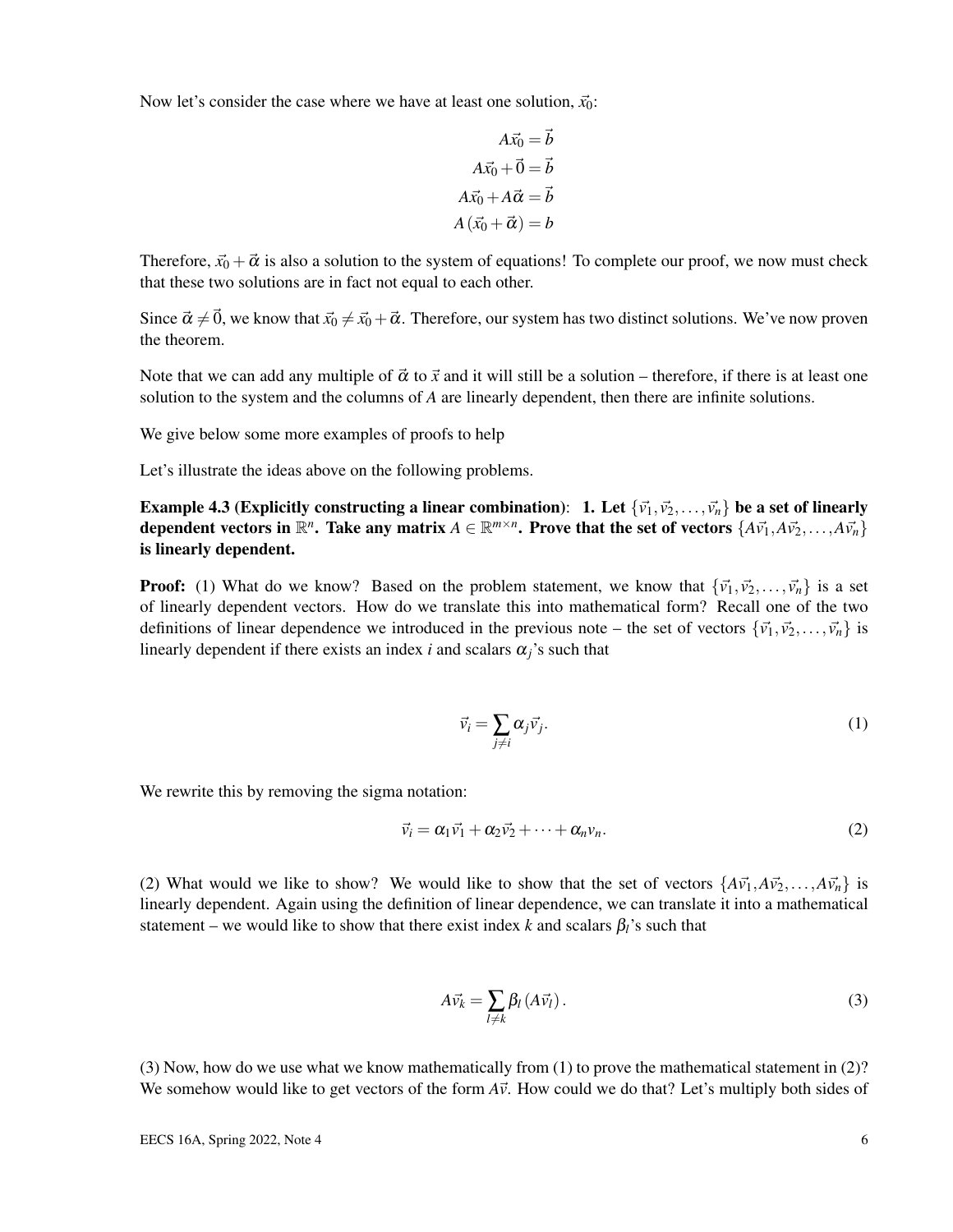Now let's consider the case where we have at least one solution, $\vec{x}_0$:

$$A\vec{x}_0 = \vec{b}$$

$$A\vec{x}_0 + \vec{0} = \vec{b}$$

$$A\vec{x}_0 + A\vec{\alpha} = \vec{b}$$

$$A(\vec{x}_0 + \vec{\alpha}) = b$$

Therefore, $\vec{x}_0 + \vec{\alpha}$ is also a solution to the system of equations! To complete our proof, we now must check that these two solutions are in fact not equal to each other.

Since $\vec{\alpha} \neq \vec{0}$, we know that $\vec{x}_0 \neq \vec{x}_0 + \vec{\alpha}$. Therefore, our system has two distinct solutions. We've now proven the theorem.

Note that we can add any multiple of $\vec{\alpha}$ to $\vec{x}$ and it will still be a solution – therefore, if there is at least one solution to the system and the columns of $A$ are linearly dependent, then there are infinite solutions.

We give below some more examples of proofs to help

Let's illustrate the ideas above on the following problems.

**Example 4.3 (Explicitly constructing a linear combination)**: **1. Let $\{\vec{v}_1, \vec{v}_2, \ldots, \vec{v}_n\}$ be a set of linearly dependent vectors in $\mathbb{R}^n$. Take any matrix $A \in \mathbb{R}^{m \times n}$. Prove that the set of vectors $\{A\vec{v}_1, A\vec{v}_2, \ldots, A\vec{v}_n\}$ is linearly dependent.**

**Proof:** (1) What do we know? Based on the problem statement, we know that $\{\vec{v}_1, \vec{v}_2, \ldots, \vec{v}_n\}$ is a set of linearly dependent vectors. How do we translate this into mathematical form? Recall one of the two definitions of linear dependence we introduced in the previous note – the set of vectors $\{\vec{v}_1, \vec{v}_2, \ldots, \vec{v}_n\}$ is linearly dependent if there exists an index $i$ and scalars $\alpha_j$'s such that

$$\vec{v}_i = \sum_{j \neq i} \alpha_j \vec{v}_j. \tag{1}$$

We rewrite this by removing the sigma notation:

$$\vec{v}_i = \alpha_1 \vec{v}_1 + \alpha_2 \vec{v}_2 + \cdots + \alpha_n v_n. \tag{2}$$

(2) What would we like to show? We would like to show that the set of vectors $\{A\vec{v}_1, A\vec{v}_2, \ldots, A\vec{v}_n\}$ is linearly dependent. Again using the definition of linear dependence, we can translate it into a mathematical statement – we would like to show that there exist index $k$ and scalars $\beta_l$'s such that

$$A\vec{v}_k = \sum_{l \neq k} \beta_l (A\vec{v}_l). \tag{3}$$

(3) Now, how do we use what we know mathematically from (1) to prove the mathematical statement in (2)? We somehow would like to get vectors of the form $A\vec{v}$. How could we do that? Let's multiply both sides of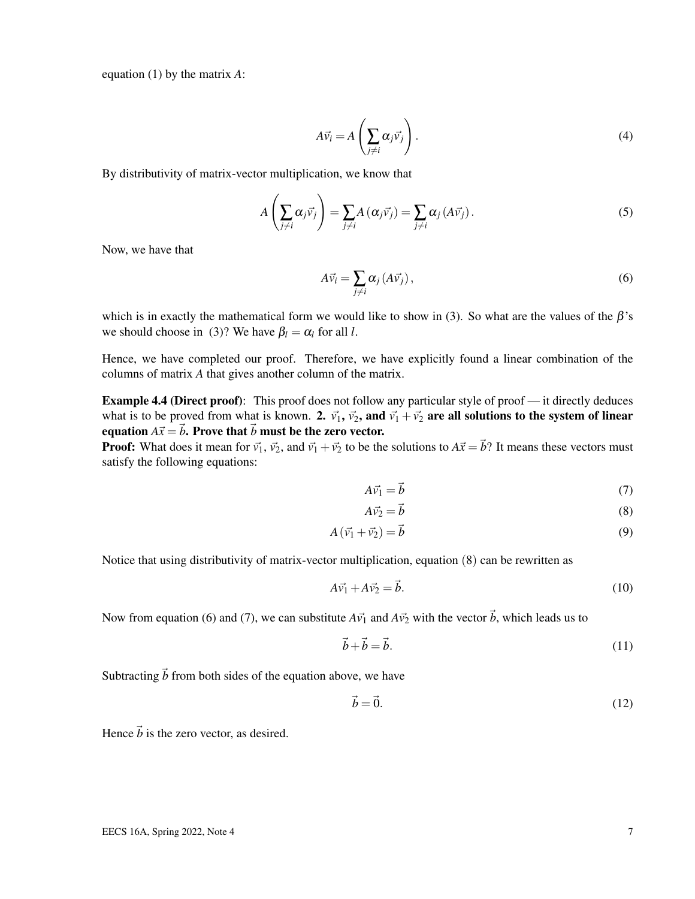equation (1) by the matrix $A$:

$$A\vec{v}_i = A\left(\sum_{j\neq i} \alpha_j \vec{v}_j\right). \tag{4}$$

By distributivity of matrix-vector multiplication, we know that

$$A\left(\sum_{j\neq i} \alpha_j \vec{v}_j\right) = \sum_{j\neq i} A\left(\alpha_j \vec{v}_j\right) = \sum_{j\neq i} \alpha_j \left(A\vec{v}_j\right). \tag{5}$$

Now, we have that

$$A\vec{v}_i = \sum_{j\neq i} \alpha_j \left(A\vec{v}_j\right), \tag{6}$$

which is in exactly the mathematical form we would like to show in (3). So what are the values of the $\beta$'s we should choose in (3)? We have $\beta_l = \alpha_l$ for all $l$.

Hence, we have completed our proof. Therefore, we have explicitly found a linear combination of the columns of matrix $A$ that gives another column of the matrix.

**Example 4.4 (Direct proof)**: This proof does not follow any particular style of proof — it directly deduces what is to be proved from what is known. **2. $\vec{v}_1$, $\vec{v}_2$, and $\vec{v}_1 + \vec{v}_2$ are all solutions to the system of linear equation $A\vec{x} = \vec{b}$. Prove that $\vec{b}$ must be the zero vector.**

**Proof:** What does it mean for $\vec{v}_1$, $\vec{v}_2$, and $\vec{v}_1 + \vec{v}_2$ to be the solutions to $A\vec{x} = \vec{b}$? It means these vectors must satisfy the following equations:

$$A\vec{v}_1 = \vec{b} \tag{7}$$

$$A\vec{v}_2 = \vec{b} \tag{8}$$

$$A\left(\vec{v}_1 + \vec{v}_2\right) = \vec{b} \tag{9}$$

Notice that using distributivity of matrix-vector multiplication, equation (8) can be rewritten as

$$A\vec{v}_1 + A\vec{v}_2 = \vec{b}. \tag{10}$$

Now from equation (6) and (7), we can substitute $A\vec{v}_1$ and $A\vec{v}_2$ with the vector $\vec{b}$, which leads us to

$$\vec{b} + \vec{b} = \vec{b}. \tag{11}$$

Subtracting $\vec{b}$ from both sides of the equation above, we have

$$\vec{b} = \vec{0}. \tag{12}$$

Hence $\vec{b}$ is the zero vector, as desired.